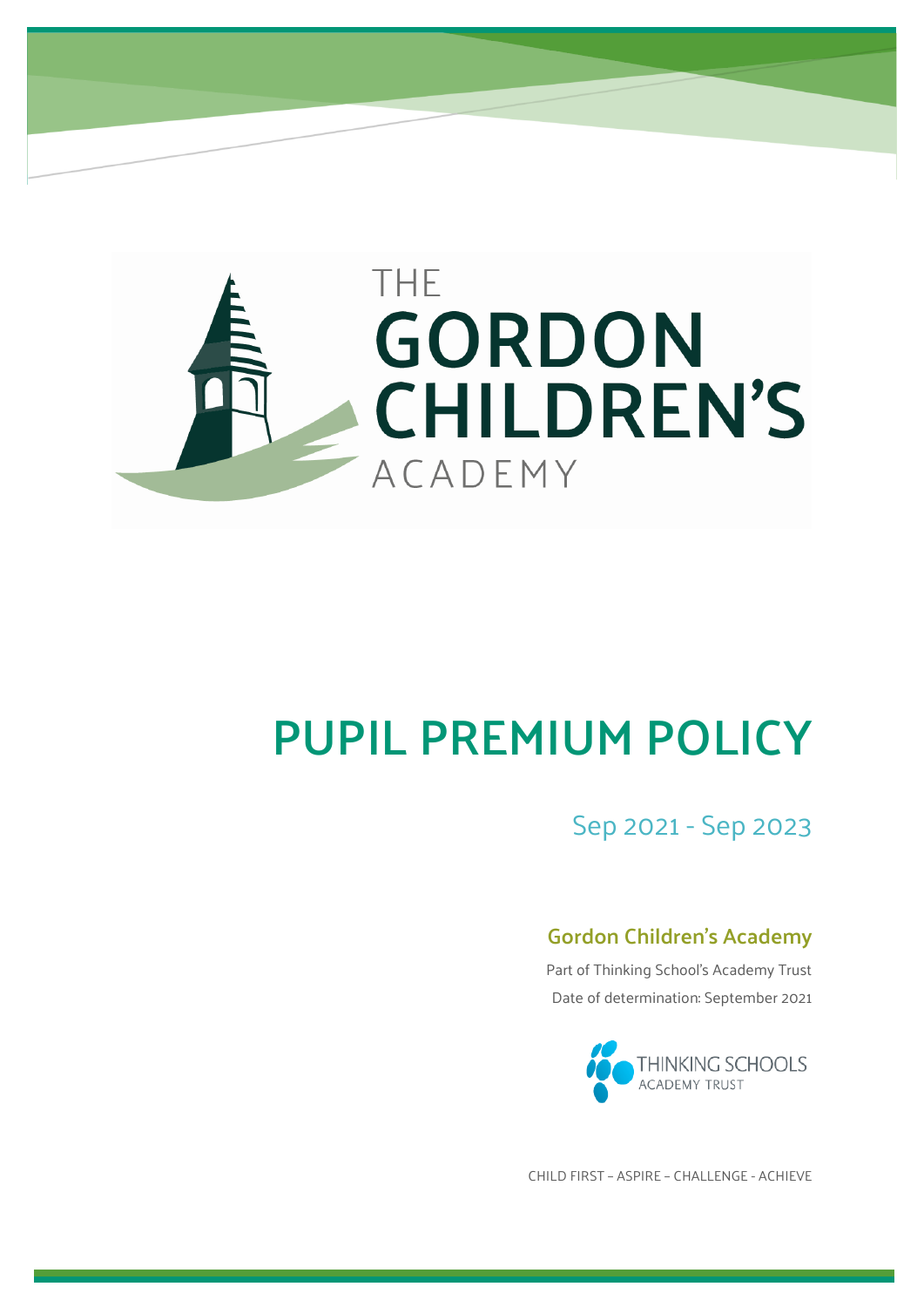THE
# GORDON CHILDREN'S
ACADEMY

# PUPIL PREMIUM POLICY

## Sep 2021 - Sep 2023

### Gordon Children's Academy

Part of Thinking School's Academy Trust

Date of determination: September 2021

THINKING SCHOOLS ACADEMY TRUST

CHILD FIRST – ASPIRE – CHALLENGE - ACHIEVE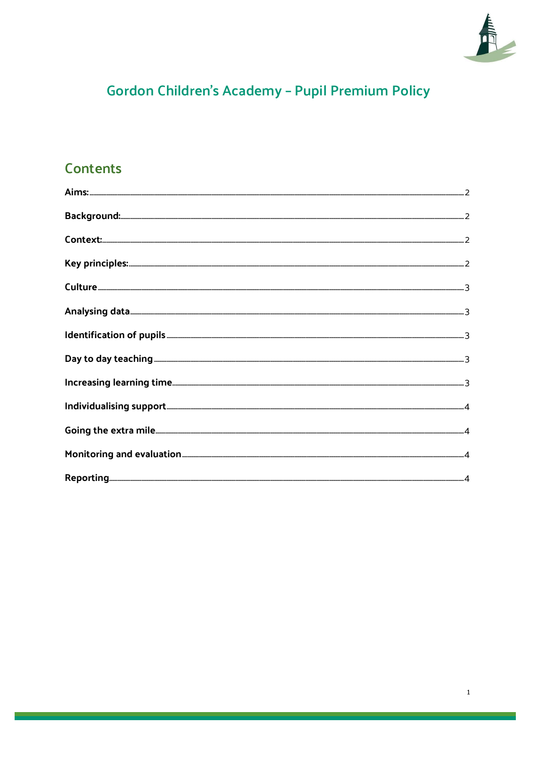# Gordon Children's Academy – Pupil Premium Policy

## Contents

- **Aims:** 2
- **Background:** 2
- **Context:** 2
- **Key principles:** 2
- **Culture** 3
- **Analysing data** 3
- **Identification of pupils** 3
- **Day to day teaching** 3
- **Increasing learning time** 3
- **Individualising support** 4
- **Going the extra mile** 4
- **Monitoring and evaluation** 4
- **Reporting** 4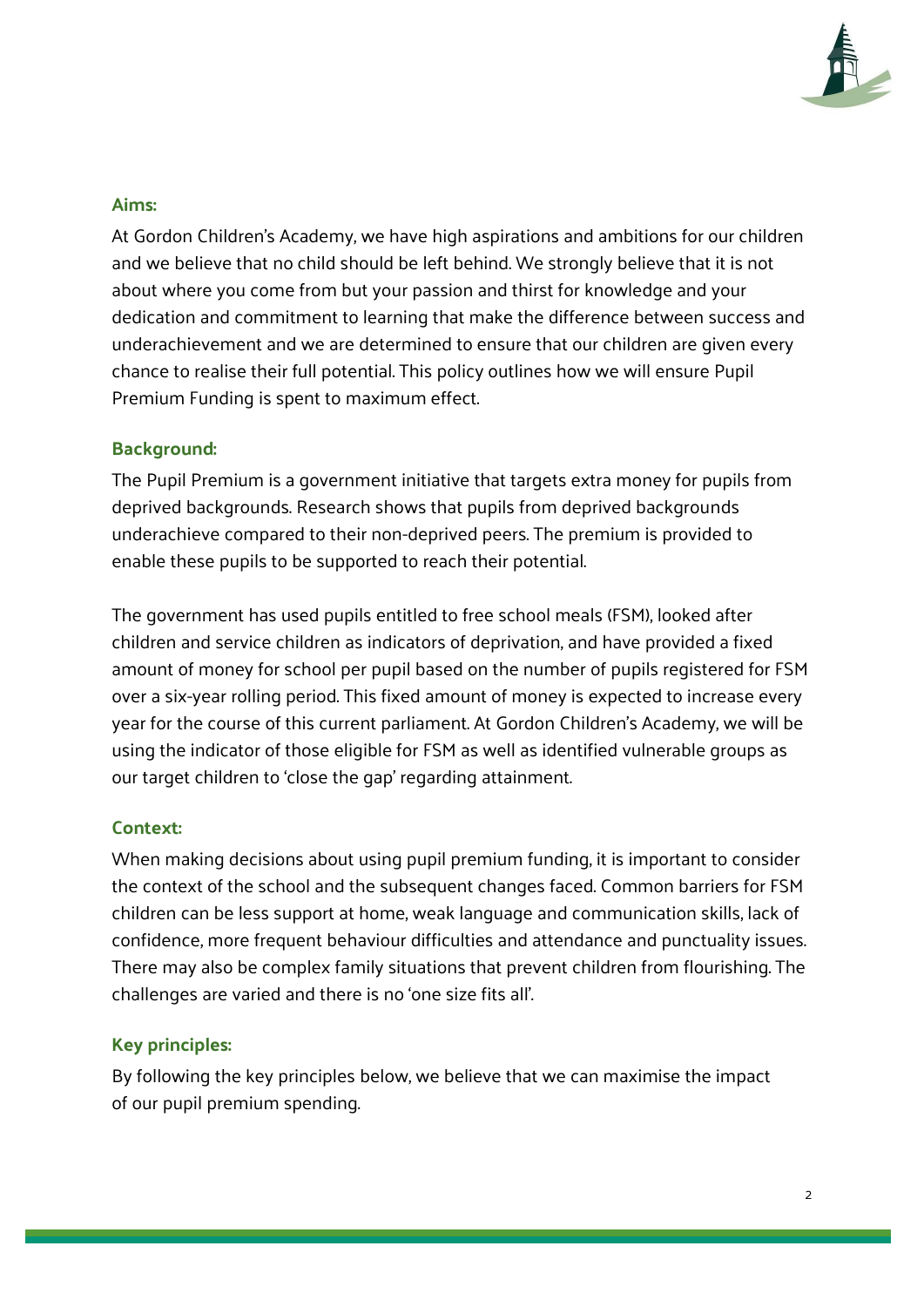## Aims:

At Gordon Children's Academy, we have high aspirations and ambitions for our children and we believe that no child should be left behind. We strongly believe that it is not about where you come from but your passion and thirst for knowledge and your dedication and commitment to learning that make the difference between success and underachievement and we are determined to ensure that our children are given every chance to realise their full potential. This policy outlines how we will ensure Pupil Premium Funding is spent to maximum effect.

## Background:

The Pupil Premium is a government initiative that targets extra money for pupils from deprived backgrounds. Research shows that pupils from deprived backgrounds underachieve compared to their non-deprived peers. The premium is provided to enable these pupils to be supported to reach their potential.

The government has used pupils entitled to free school meals (FSM), looked after children and service children as indicators of deprivation, and have provided a fixed amount of money for school per pupil based on the number of pupils registered for FSM over a six-year rolling period. This fixed amount of money is expected to increase every year for the course of this current parliament. At Gordon Children's Academy, we will be using the indicator of those eligible for FSM as well as identified vulnerable groups as our target children to 'close the gap' regarding attainment.

## Context:

When making decisions about using pupil premium funding, it is important to consider the context of the school and the subsequent changes faced. Common barriers for FSM children can be less support at home, weak language and communication skills, lack of confidence, more frequent behaviour difficulties and attendance and punctuality issues. There may also be complex family situations that prevent children from flourishing. The challenges are varied and there is no 'one size fits all'.

## Key principles:

By following the key principles below, we believe that we can maximise the impact of our pupil premium spending.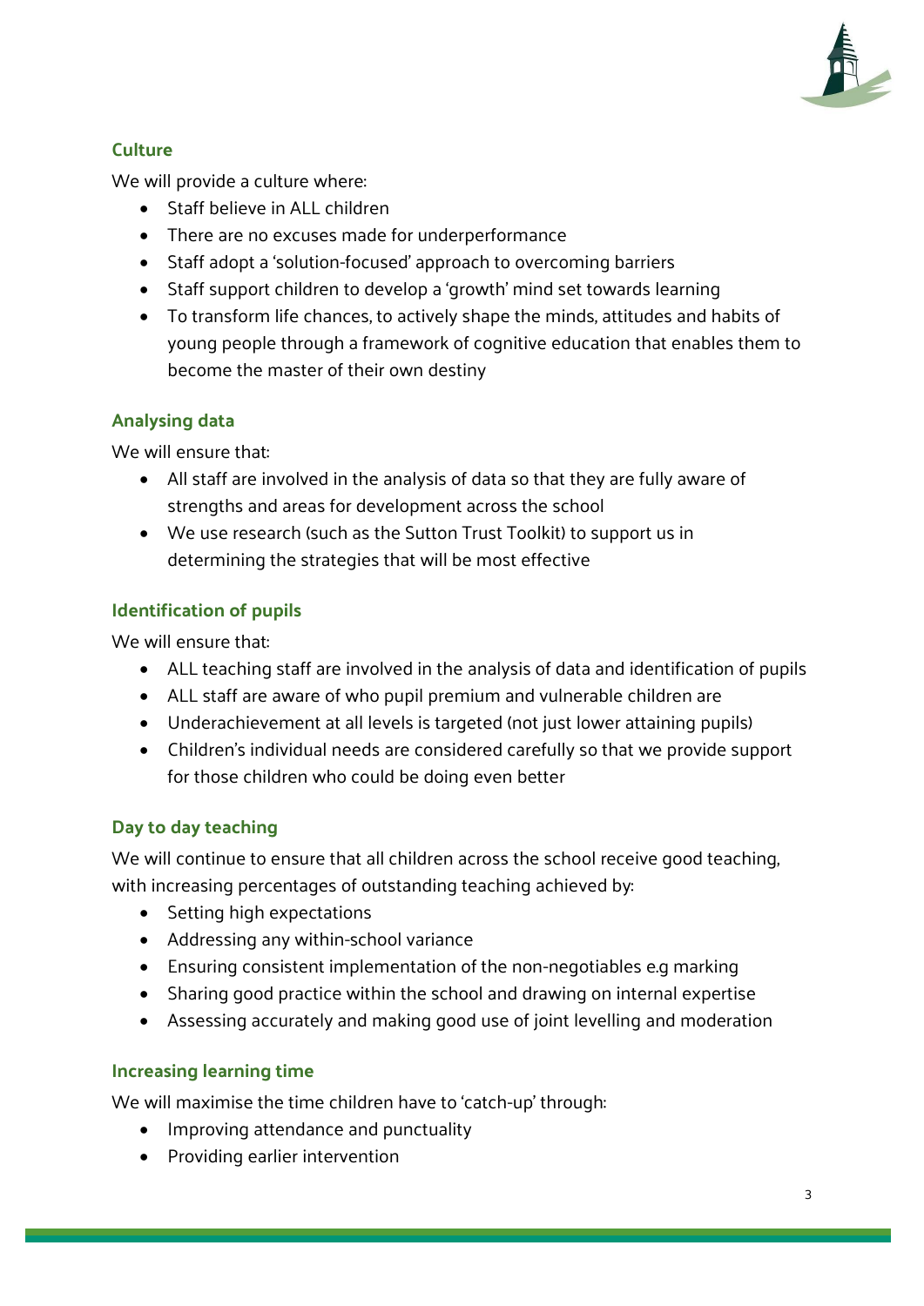### Culture

We will provide a culture where:

- Staff believe in ALL children
- There are no excuses made for underperformance
- Staff adopt a 'solution-focused' approach to overcoming barriers
- Staff support children to develop a 'growth' mind set towards learning
- To transform life chances, to actively shape the minds, attitudes and habits of young people through a framework of cognitive education that enables them to become the master of their own destiny

### Analysing data

We will ensure that:

- All staff are involved in the analysis of data so that they are fully aware of strengths and areas for development across the school
- We use research (such as the Sutton Trust Toolkit) to support us in determining the strategies that will be most effective

### Identification of pupils

We will ensure that:

- ALL teaching staff are involved in the analysis of data and identification of pupils
- ALL staff are aware of who pupil premium and vulnerable children are
- Underachievement at all levels is targeted (not just lower attaining pupils)
- Children's individual needs are considered carefully so that we provide support for those children who could be doing even better

### Day to day teaching

We will continue to ensure that all children across the school receive good teaching, with increasing percentages of outstanding teaching achieved by:

- Setting high expectations
- Addressing any within-school variance
- Ensuring consistent implementation of the non-negotiables e.g marking
- Sharing good practice within the school and drawing on internal expertise
- Assessing accurately and making good use of joint levelling and moderation

### Increasing learning time

We will maximise the time children have to 'catch-up' through:

- Improving attendance and punctuality
- Providing earlier intervention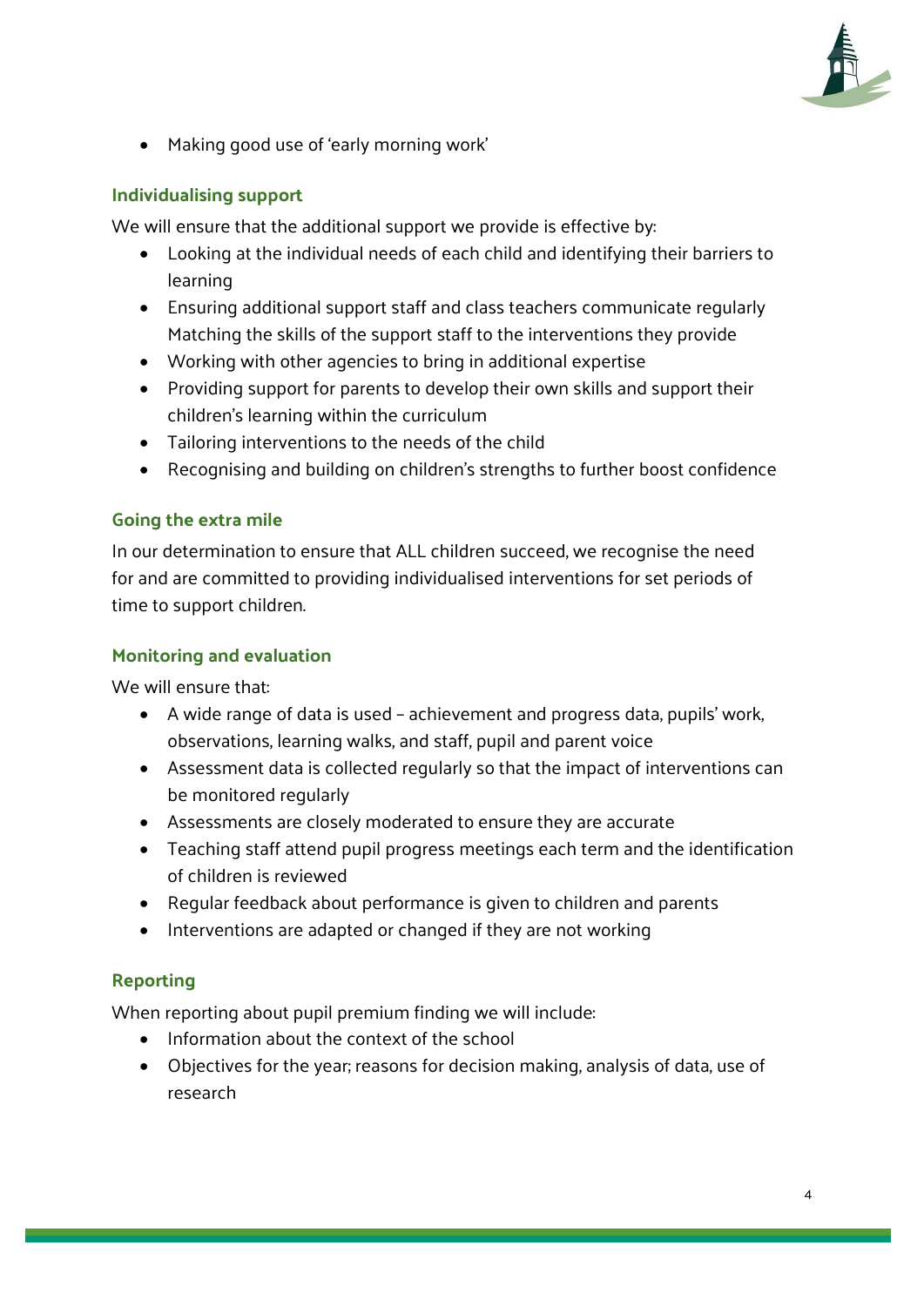- Making good use of 'early morning work'

### Individualising support

We will ensure that the additional support we provide is effective by:

- Looking at the individual needs of each child and identifying their barriers to learning
- Ensuring additional support staff and class teachers communicate regularly Matching the skills of the support staff to the interventions they provide
- Working with other agencies to bring in additional expertise
- Providing support for parents to develop their own skills and support their children's learning within the curriculum
- Tailoring interventions to the needs of the child
- Recognising and building on children's strengths to further boost confidence

### Going the extra mile

In our determination to ensure that ALL children succeed, we recognise the need for and are committed to providing individualised interventions for set periods of time to support children.

### Monitoring and evaluation

We will ensure that:

- A wide range of data is used – achievement and progress data, pupils' work, observations, learning walks, and staff, pupil and parent voice
- Assessment data is collected regularly so that the impact of interventions can be monitored regularly
- Assessments are closely moderated to ensure they are accurate
- Teaching staff attend pupil progress meetings each term and the identification of children is reviewed
- Regular feedback about performance is given to children and parents
- Interventions are adapted or changed if they are not working

### Reporting

When reporting about pupil premium finding we will include:

- Information about the context of the school
- Objectives for the year; reasons for decision making, analysis of data, use of research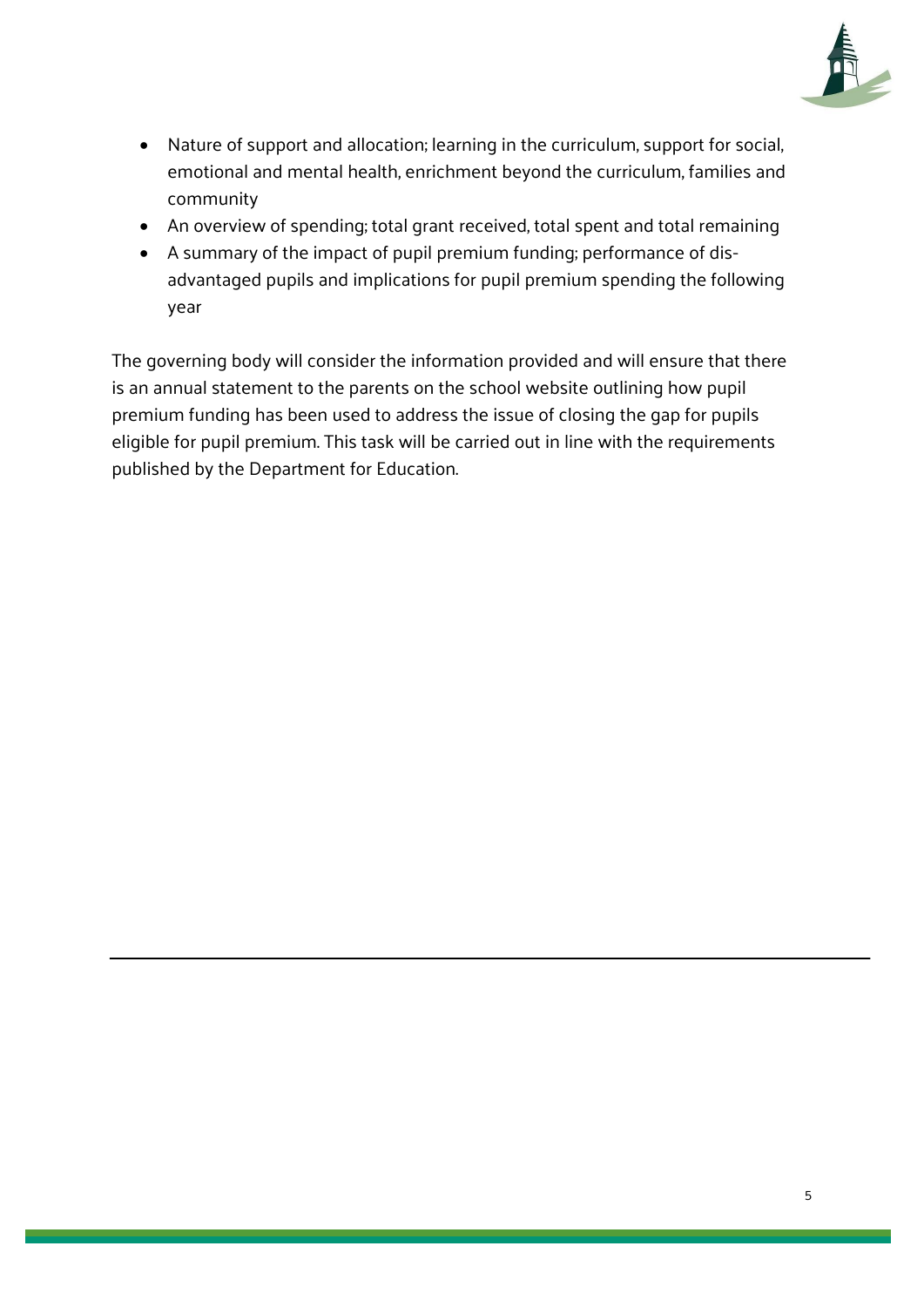- Nature of support and allocation; learning in the curriculum, support for social, emotional and mental health, enrichment beyond the curriculum, families and community
- An overview of spending; total grant received, total spent and total remaining
- A summary of the impact of pupil premium funding; performance of dis-advantaged pupils and implications for pupil premium spending the following year

The governing body will consider the information provided and will ensure that there is an annual statement to the parents on the school website outlining how pupil premium funding has been used to address the issue of closing the gap for pupils eligible for pupil premium. This task will be carried out in line with the requirements published by the Department for Education.